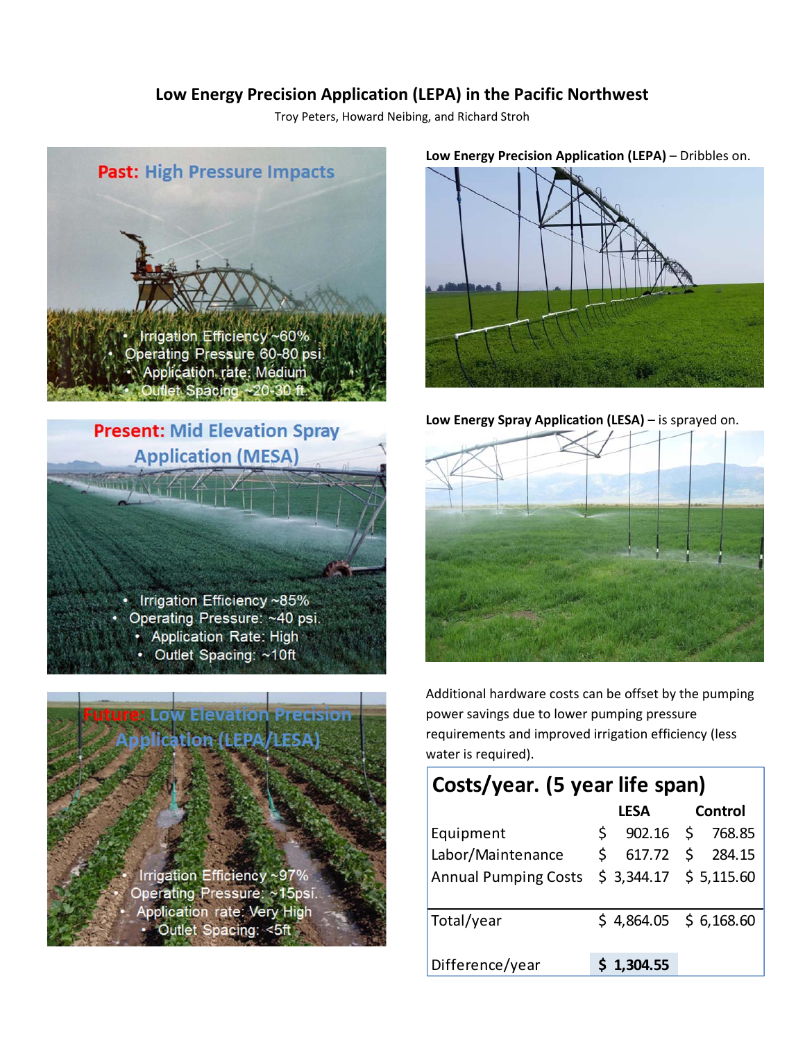# Low Energy Precision Application (LEPA) in the Pacific Northwest

Troy Peters, Howard Neibing, and Richard Stroh

**Past:** High Pressure Impacts

- Irrigation Efficiency ~60%
- Operating Pressure 60-80 psi.
- Application rate: Medium
- Outlet Spacing ~20-30 ft.

**Present:** Mid Elevation Spray Application (MESA)

- Irrigation Efficiency ~85%
- Operating Pressure: ~40 psi.
- Application Rate: High
- Outlet Spacing: ~10ft

**Future:** Low Elevation Precision Application (LEPA/LESA)

- Irrigation Efficiency ~97%
- Operating Pressure: ~15psi.
- Application rate: Very High
- Outlet Spacing: <5ft

**Low Energy Precision Application (LEPA)** – Dribbles on.

**Low Energy Spray Application (LESA)** – is sprayed on.

Additional hardware costs can be offset by the pumping power savings due to lower pumping pressure requirements and improved irrigation efficiency (less water is required).

## Costs/year. (5 year life span)

| | LESA | Control |
|---|---|---|
| Equipment | $ 902.16 | $ 768.85 |
| Labor/Maintenance | $ 617.72 | $ 284.15 |
| Annual Pumping Costs | $ 3,344.17 | $ 5,115.60 |
| Total/year | $ 4,864.05 | $ 6,168.60 |
| Difference/year | **$ 1,304.55** | |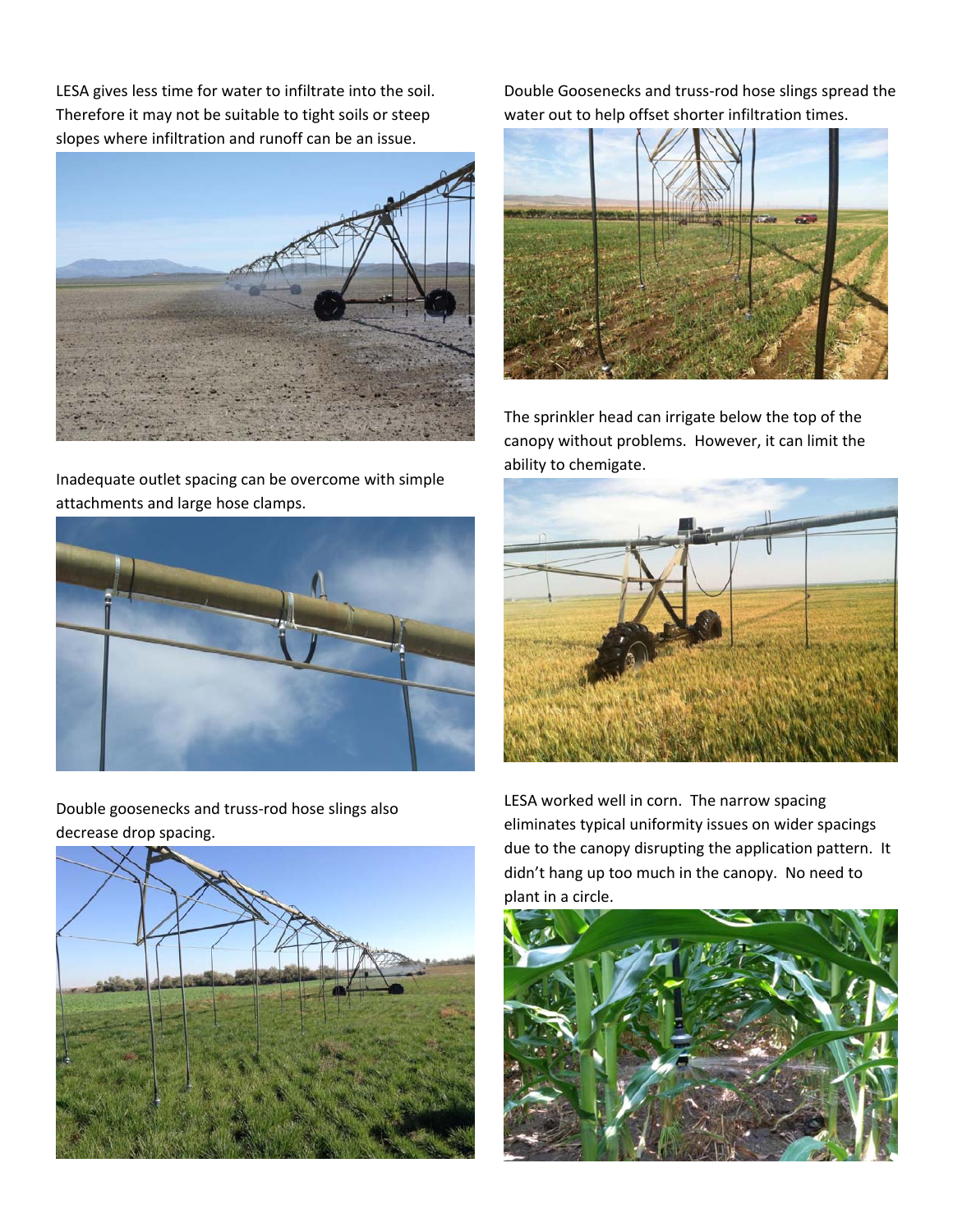LESA gives less time for water to infiltrate into the soil. Therefore it may not be suitable to tight soils or steep slopes where infiltration and runoff can be an issue.

Inadequate outlet spacing can be overcome with simple attachments and large hose clamps.

Double goosenecks and truss-rod hose slings also decrease drop spacing.

Double Goosenecks and truss-rod hose slings spread the water out to help offset shorter infiltration times.

The sprinkler head can irrigate below the top of the canopy without problems. However, it can limit the ability to chemigate.

LESA worked well in corn. The narrow spacing eliminates typical uniformity issues on wider spacings due to the canopy disrupting the application pattern. It didn't hang up too much in the canopy. No need to plant in a circle.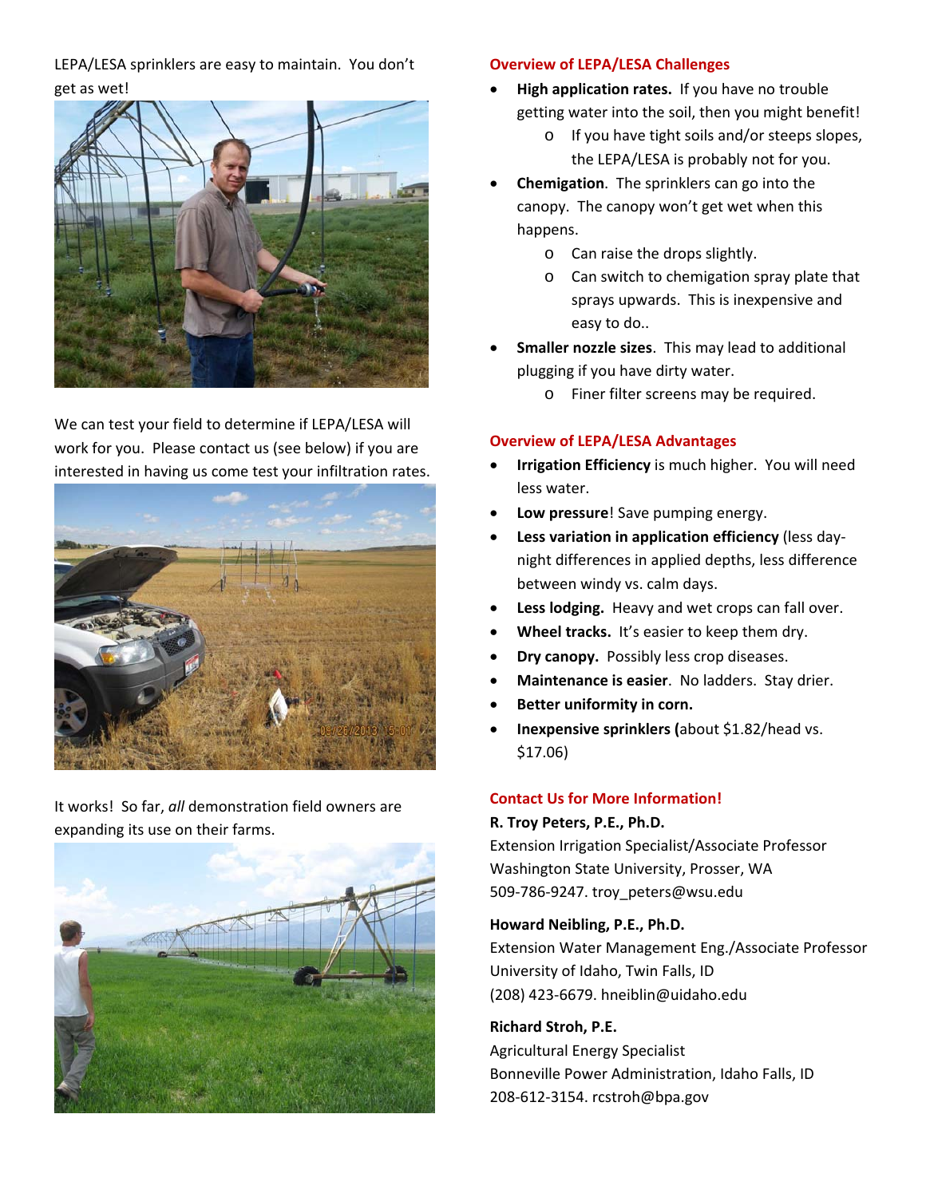LEPA/LESA sprinklers are easy to maintain. You don't get as wet!

We can test your field to determine if LEPA/LESA will work for you. Please contact us (see below) if you are interested in having us come test your infiltration rates.

It works! So far, *all* demonstration field owners are expanding its use on their farms.

### Overview of LEPA/LESA Challenges

- **High application rates.** If you have no trouble getting water into the soil, then you might benefit!
  - If you have tight soils and/or steeps slopes, the LEPA/LESA is probably not for you.
- **Chemigation**. The sprinklers can go into the canopy. The canopy won't get wet when this happens.
  - Can raise the drops slightly.
  - Can switch to chemigation spray plate that sprays upwards. This is inexpensive and easy to do..
- **Smaller nozzle sizes**. This may lead to additional plugging if you have dirty water.
  - Finer filter screens may be required.

### Overview of LEPA/LESA Advantages

- **Irrigation Efficiency** is much higher. You will need less water.
- **Low pressure**! Save pumping energy.
- **Less variation in application efficiency** (less day-night differences in applied depths, less difference between windy vs. calm days.
- **Less lodging.** Heavy and wet crops can fall over.
- **Wheel tracks.** It's easier to keep them dry.
- **Dry canopy.** Possibly less crop diseases.
- **Maintenance is easier**. No ladders. Stay drier.
- **Better uniformity in corn.**
- **Inexpensive sprinklers (**about $1.82/head vs. $17.06)

### Contact Us for More Information!

**R. Troy Peters, P.E., Ph.D.**
Extension Irrigation Specialist/Associate Professor
Washington State University, Prosser, WA
509-786-9247. troy_peters@wsu.edu

**Howard Neibling, P.E., Ph.D.**
Extension Water Management Eng./Associate Professor
University of Idaho, Twin Falls, ID
(208) 423-6679. hneiblin@uidaho.edu

**Richard Stroh, P.E.**
Agricultural Energy Specialist
Bonneville Power Administration, Idaho Falls, ID
208-612-3154. rcstroh@bpa.gov